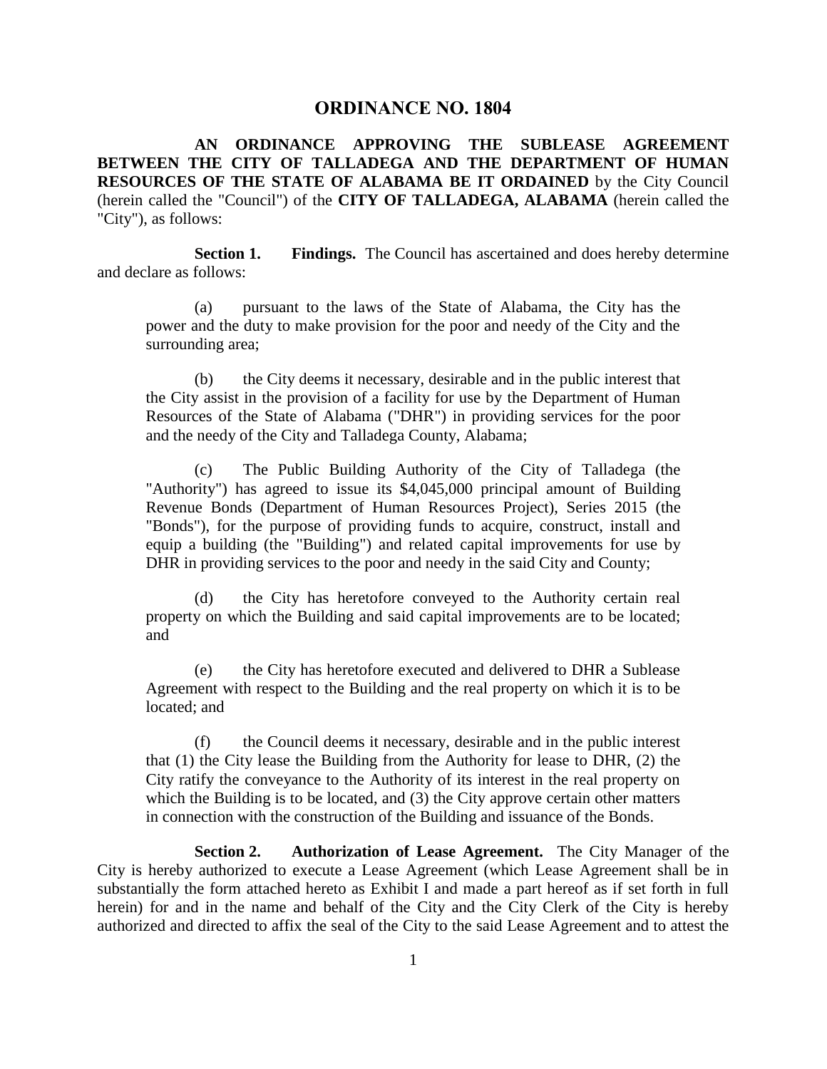# ORDINANCE NO. 1804

**AN ORDINANCE APPROVING THE SUBLEASE AGREEMENT BETWEEN THE CITY OF TALLADEGA AND THE DEPARTMENT OF HUMAN RESOURCES OF THE STATE OF ALABAMA BE IT ORDAINED** by the City Council (herein called the "Council") of the **CITY OF TALLADEGA, ALABAMA** (herein called the "City"), as follows:

**Section 1. Findings.** The Council has ascertained and does hereby determine and declare as follows:

(a) pursuant to the laws of the State of Alabama, the City has the power and the duty to make provision for the poor and needy of the City and the surrounding area;

(b) the City deems it necessary, desirable and in the public interest that the City assist in the provision of a facility for use by the Department of Human Resources of the State of Alabama ("DHR") in providing services for the poor and the needy of the City and Talladega County, Alabama;

(c) The Public Building Authority of the City of Talladega (the "Authority") has agreed to issue its $4,045,000 principal amount of Building Revenue Bonds (Department of Human Resources Project), Series 2015 (the "Bonds"), for the purpose of providing funds to acquire, construct, install and equip a building (the "Building") and related capital improvements for use by DHR in providing services to the poor and needy in the said City and County;

(d) the City has heretofore conveyed to the Authority certain real property on which the Building and said capital improvements are to be located; and

(e) the City has heretofore executed and delivered to DHR a Sublease Agreement with respect to the Building and the real property on which it is to be located; and

(f) the Council deems it necessary, desirable and in the public interest that (1) the City lease the Building from the Authority for lease to DHR, (2) the City ratify the conveyance to the Authority of its interest in the real property on which the Building is to be located, and (3) the City approve certain other matters in connection with the construction of the Building and issuance of the Bonds.

**Section 2. Authorization of Lease Agreement.** The City Manager of the City is hereby authorized to execute a Lease Agreement (which Lease Agreement shall be in substantially the form attached hereto as Exhibit I and made a part hereof as if set forth in full herein) for and in the name and behalf of the City and the City Clerk of the City is hereby authorized and directed to affix the seal of the City to the said Lease Agreement and to attest the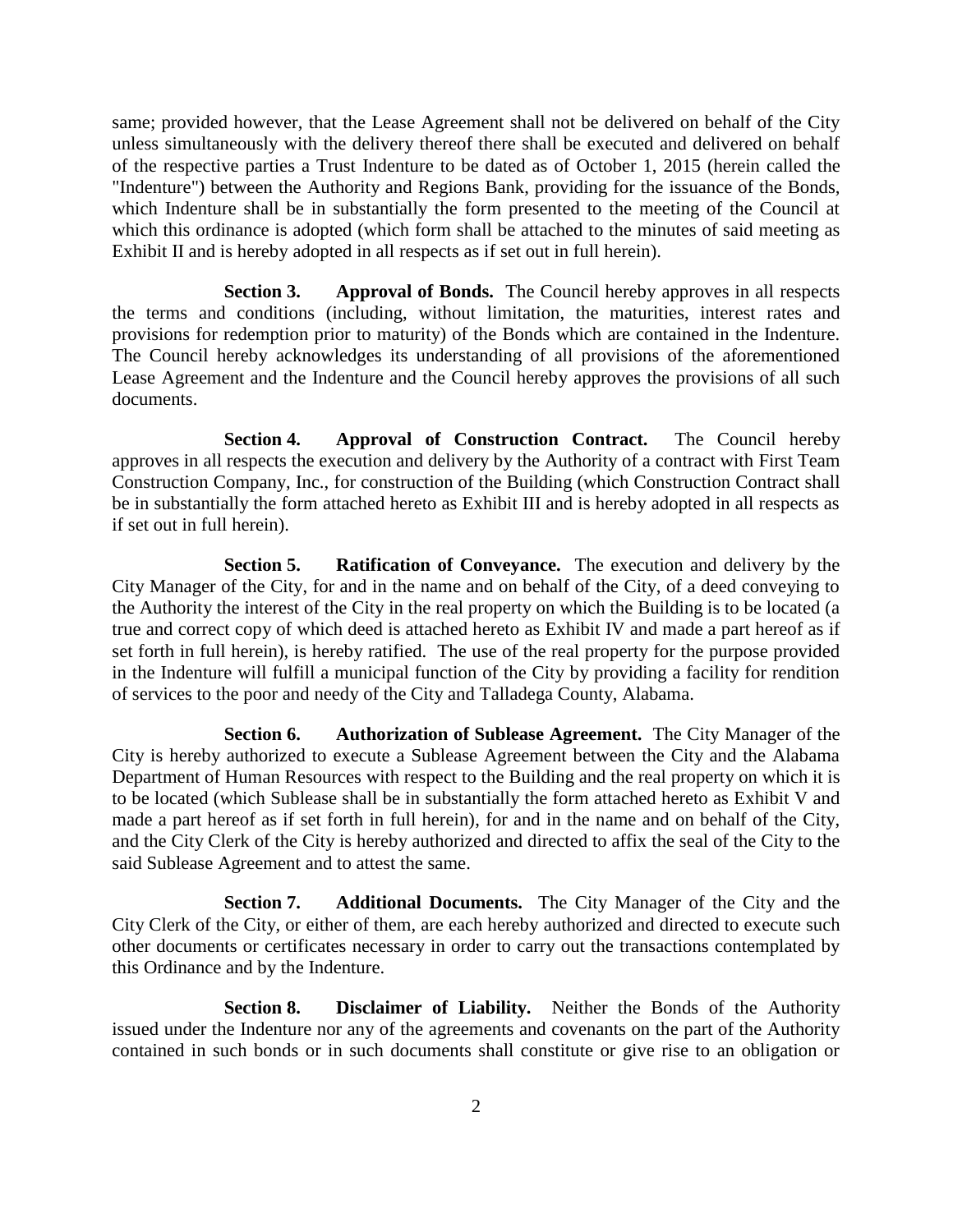same; provided however, that the Lease Agreement shall not be delivered on behalf of the City unless simultaneously with the delivery thereof there shall be executed and delivered on behalf of the respective parties a Trust Indenture to be dated as of October 1, 2015 (herein called the "Indenture") between the Authority and Regions Bank, providing for the issuance of the Bonds, which Indenture shall be in substantially the form presented to the meeting of the Council at which this ordinance is adopted (which form shall be attached to the minutes of said meeting as Exhibit II and is hereby adopted in all respects as if set out in full herein).

**Section 3. Approval of Bonds.** The Council hereby approves in all respects the terms and conditions (including, without limitation, the maturities, interest rates and provisions for redemption prior to maturity) of the Bonds which are contained in the Indenture. The Council hereby acknowledges its understanding of all provisions of the aforementioned Lease Agreement and the Indenture and the Council hereby approves the provisions of all such documents.

**Section 4. Approval of Construction Contract.** The Council hereby approves in all respects the execution and delivery by the Authority of a contract with First Team Construction Company, Inc., for construction of the Building (which Construction Contract shall be in substantially the form attached hereto as Exhibit III and is hereby adopted in all respects as if set out in full herein).

**Section 5. Ratification of Conveyance.** The execution and delivery by the City Manager of the City, for and in the name and on behalf of the City, of a deed conveying to the Authority the interest of the City in the real property on which the Building is to be located (a true and correct copy of which deed is attached hereto as Exhibit IV and made a part hereof as if set forth in full herein), is hereby ratified. The use of the real property for the purpose provided in the Indenture will fulfill a municipal function of the City by providing a facility for rendition of services to the poor and needy of the City and Talladega County, Alabama.

**Section 6. Authorization of Sublease Agreement.** The City Manager of the City is hereby authorized to execute a Sublease Agreement between the City and the Alabama Department of Human Resources with respect to the Building and the real property on which it is to be located (which Sublease shall be in substantially the form attached hereto as Exhibit V and made a part hereof as if set forth in full herein), for and in the name and on behalf of the City, and the City Clerk of the City is hereby authorized and directed to affix the seal of the City to the said Sublease Agreement and to attest the same.

**Section 7. Additional Documents.** The City Manager of the City and the City Clerk of the City, or either of them, are each hereby authorized and directed to execute such other documents or certificates necessary in order to carry out the transactions contemplated by this Ordinance and by the Indenture.

**Section 8. Disclaimer of Liability.** Neither the Bonds of the Authority issued under the Indenture nor any of the agreements and covenants on the part of the Authority contained in such bonds or in such documents shall constitute or give rise to an obligation or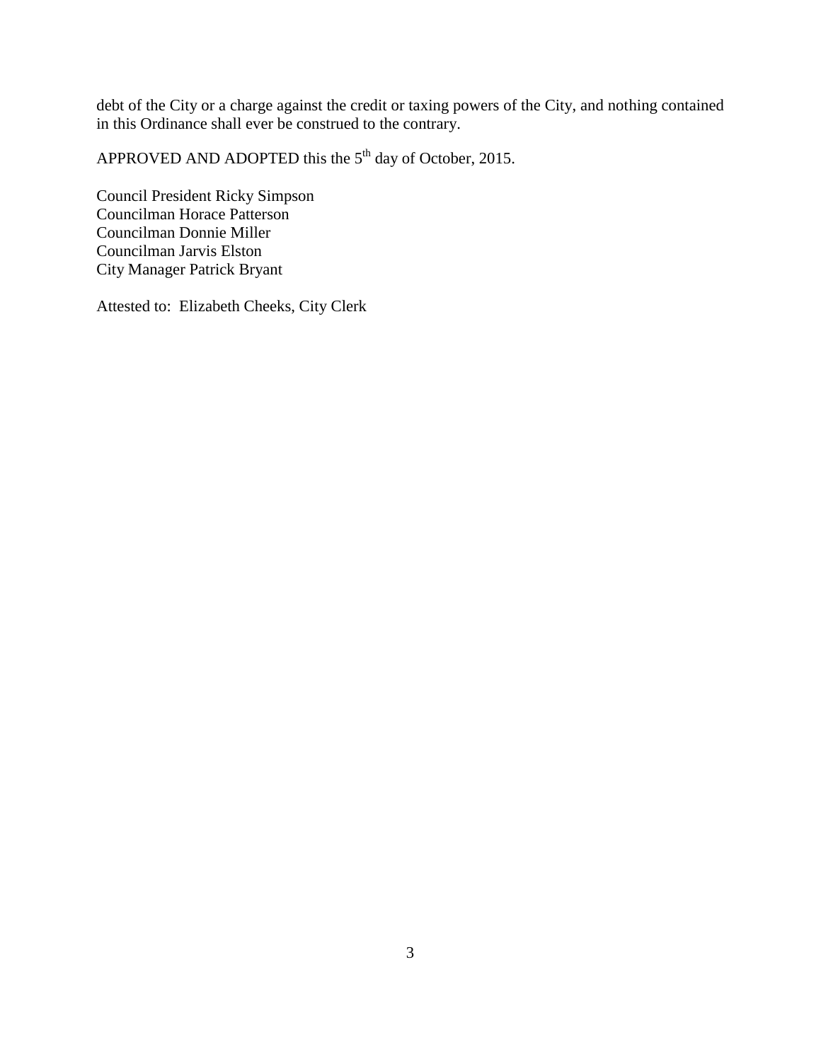debt of the City or a charge against the credit or taxing powers of the City, and nothing contained in this Ordinance shall ever be construed to the contrary.

APPROVED AND ADOPTED this the 5th day of October, 2015.

Council President Ricky Simpson
Councilman Horace Patterson
Councilman Donnie Miller
Councilman Jarvis Elston
City Manager Patrick Bryant

Attested to: Elizabeth Cheeks, City Clerk